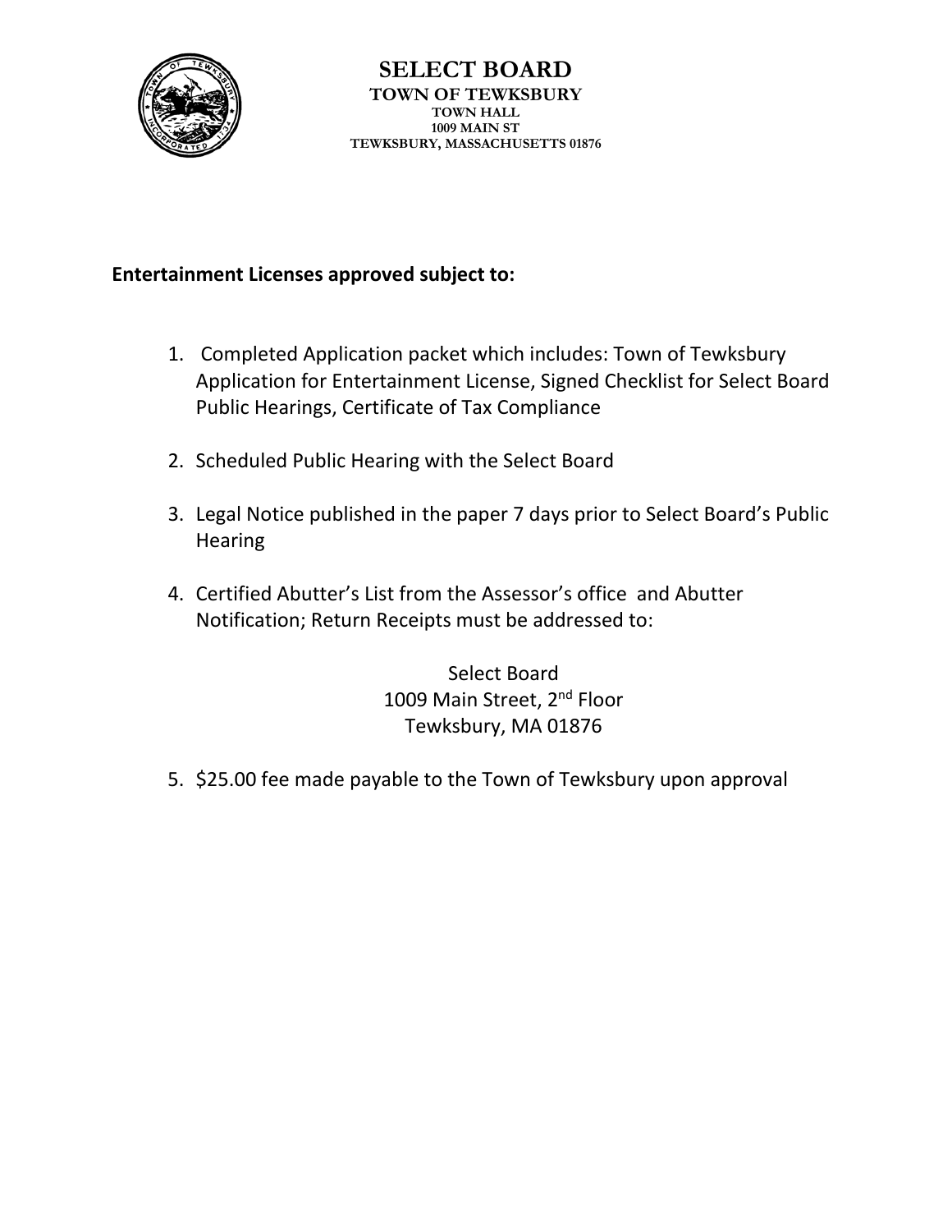# SELECT BOARD

**TOWN OF TEWKSBURY**
**TOWN HALL**
**1009 MAIN ST**
**TEWKSBURY, MASSACHUSETTS 01876**

**Entertainment Licenses approved subject to:**

1. Completed Application packet which includes: Town of Tewksbury Application for Entertainment License, Signed Checklist for Select Board Public Hearings, Certificate of Tax Compliance

2. Scheduled Public Hearing with the Select Board

3. Legal Notice published in the paper 7 days prior to Select Board's Public Hearing

4. Certified Abutter's List from the Assessor's office and Abutter Notification; Return Receipts must be addressed to:

   Select Board
   1009 Main Street, 2nd Floor
   Tewksbury, MA 01876

5. $25.00 fee made payable to the Town of Tewksbury upon approval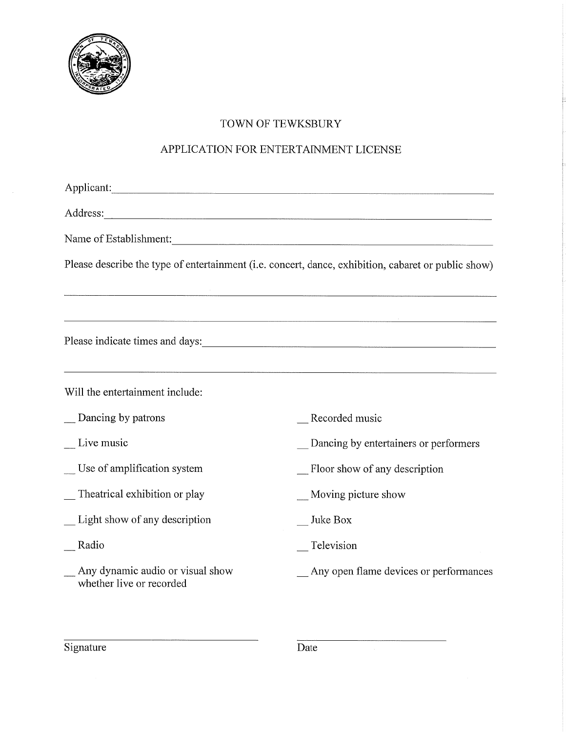# TOWN OF TEWKSBURY

## APPLICATION FOR ENTERTAINMENT LICENSE

Applicant: ____________________________________________

Address: ____________________________________________

Name of Establishment: ____________________________________________

Please describe the type of entertainment (i.e. concert, dance, exhibition, cabaret or public show)

____________________________________________

____________________________________________

Please indicate times and days: ____________________________________________

____________________________________________

Will the entertainment include:

__ Dancing by patrons

__ Recorded music

__ Live music

__ Dancing by entertainers or performers

__ Use of amplification system

__ Floor show of any description

__ Theatrical exhibition or play

__ Moving picture show

__ Light show of any description

__ Juke Box

__ Radio

__ Television

__ Any dynamic audio or visual show whether live or recorded

__ Any open flame devices or performances

____________________________ Signature

____________________________ Date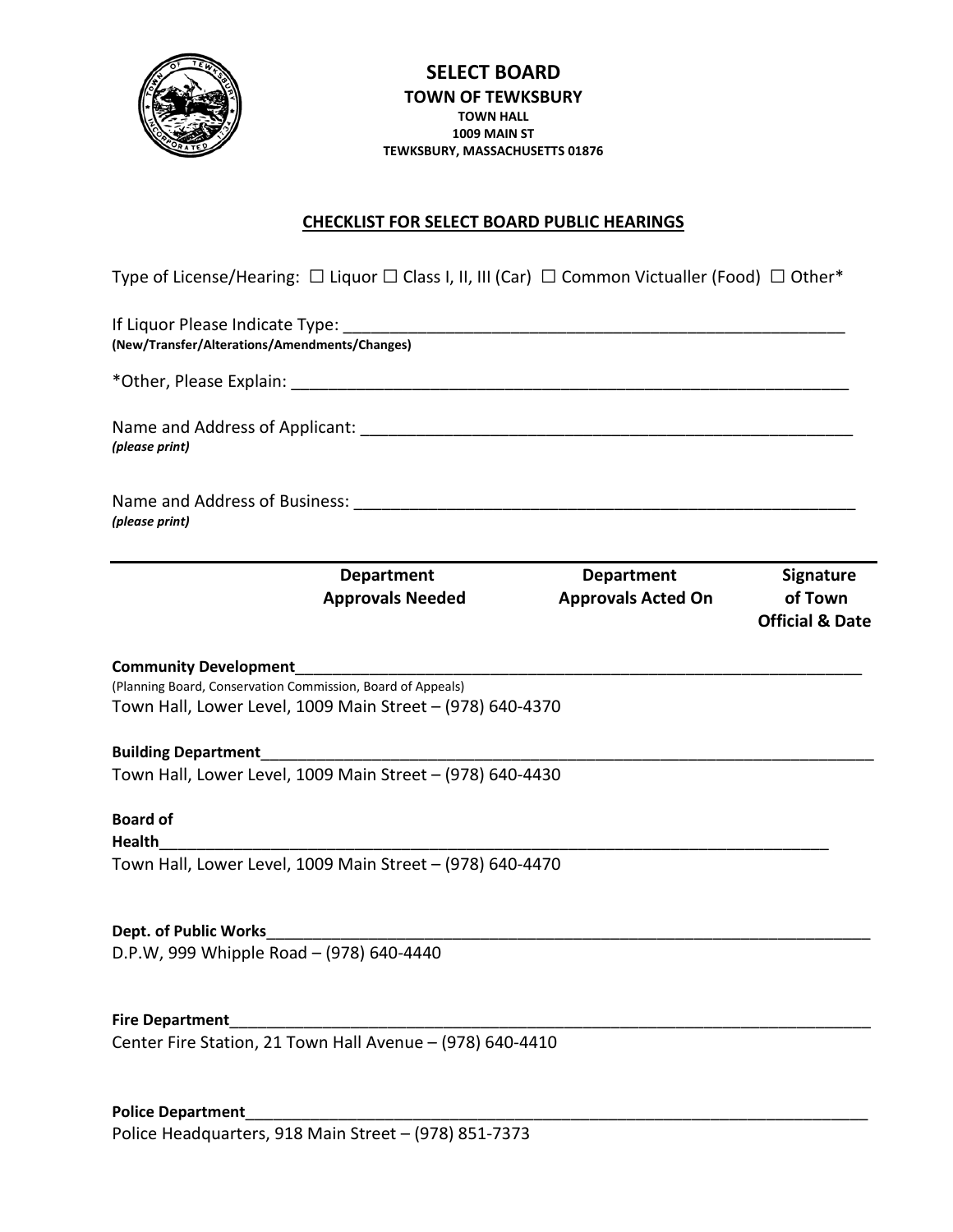# SELECT BOARD

**TOWN OF TEWKSBURY**
**TOWN HALL**
**1009 MAIN ST**
**TEWKSBURY, MASSACHUSETTS 01876**

## CHECKLIST FOR SELECT BOARD PUBLIC HEARINGS

Type of License/Hearing: ☐ Liquor ☐ Class I, II, III (Car) ☐ Common Victualler (Food) ☐ Other*

If Liquor Please Indicate Type: ________________________________________________________
**(New/Transfer/Alterations/Amendments/Changes)**

*Other, Please Explain: ____________________________________________________________

Name and Address of Applicant: ______________________________________________________
***(please print)***

Name and Address of Business: ______________________________________________________
***(please print)***

| | **Department Approvals Needed** | **Department Approvals Acted On** | **Signature of Town Official & Date** |
|---|---|---|---|

**Community Development**_________________________________________________________________
(Planning Board, Conservation Commission, Board of Appeals)
Town Hall, Lower Level, 1009 Main Street – (978) 640-4370

**Building Department**___________________________________________________________________
Town Hall, Lower Level, 1009 Main Street – (978) 640-4430

**Board of Health**_______________________________________________________________________
Town Hall, Lower Level, 1009 Main Street – (978) 640-4470

**Dept. of Public Works**_________________________________________________________________
D.P.W, 999 Whipple Road – (978) 640-4440

**Fire Department**_______________________________________________________________________
Center Fire Station, 21 Town Hall Avenue – (978) 640-4410

**Police Department**_____________________________________________________________________
Police Headquarters, 918 Main Street – (978) 851-7373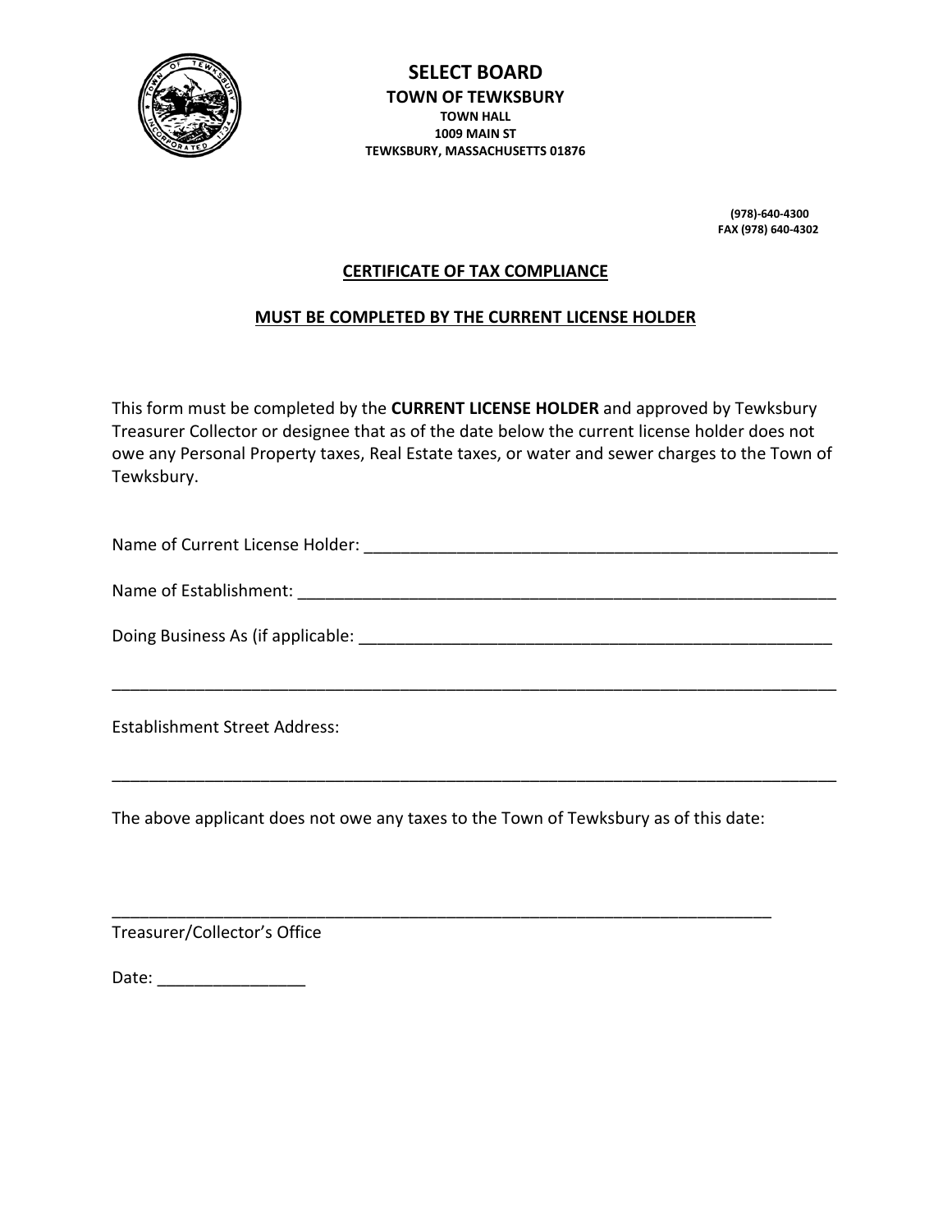# SELECT BOARD

**TOWN OF TEWKSBURY**
**TOWN HALL**
**1009 MAIN ST**
**TEWKSBURY, MASSACHUSETTS 01876**

**(978)-640-4300**
**FAX (978) 640-4302**

## CERTIFICATE OF TAX COMPLIANCE

## MUST BE COMPLETED BY THE CURRENT LICENSE HOLDER

This form must be completed by the **CURRENT LICENSE HOLDER** and approved by Tewksbury Treasurer Collector or designee that as of the date below the current license holder does not owe any Personal Property taxes, Real Estate taxes, or water and sewer charges to the Town of Tewksbury.

Name of Current License Holder: ____________________________________________________

Name of Establishment: _________________________________________________________

Doing Business As (if applicable: ________________________________________________

_____________________________________________________________________________

Establishment Street Address:

_____________________________________________________________________________

The above applicant does not owe any taxes to the Town of Tewksbury as of this date:

_______________________________________________________________________
Treasurer/Collector's Office

Date: ________________